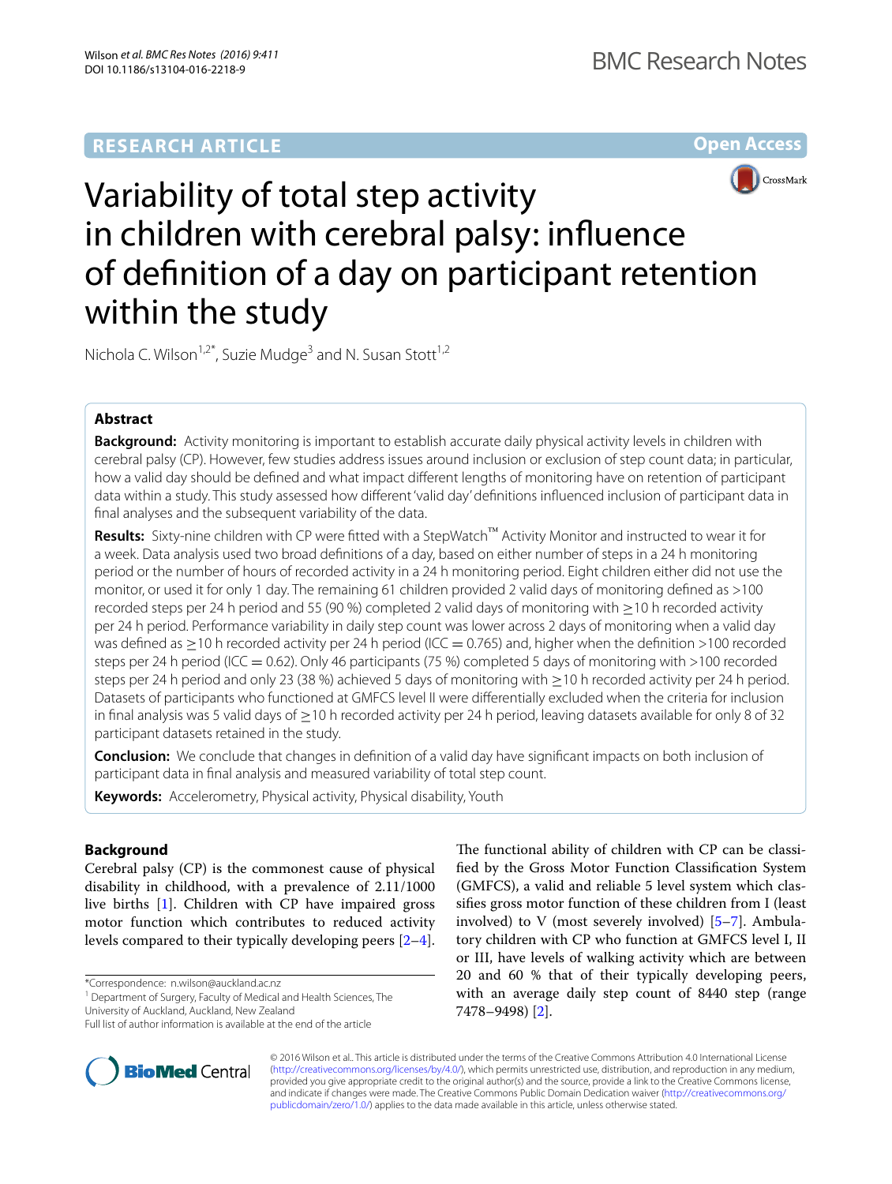RESEARCH ARTICLE

Open Access

# Variability of total step activity in children with cerebral palsy: influence of definition of a day on participant retention within the study

Nichola C. Wilson[1,2*], Suzie Mudge[3] and N. Susan Stott[1,2]

## Abstract

**Background:** Activity monitoring is important to establish accurate daily physical activity levels in children with cerebral palsy (CP). However, few studies address issues around inclusion or exclusion of step count data; in particular, how a valid day should be defined and what impact different lengths of monitoring have on retention of participant data within a study. This study assessed how different 'valid day' definitions influenced inclusion of participant data in final analyses and the subsequent variability of the data.

**Results:** Sixty-nine children with CP were fitted with a StepWatch™ Activity Monitor and instructed to wear it for a week. Data analysis used two broad definitions of a day, based on either number of steps in a 24 h monitoring period or the number of hours of recorded activity in a 24 h monitoring period. Eight children either did not use the monitor, or used it for only 1 day. The remaining 61 children provided 2 valid days of monitoring defined as >100 recorded steps per 24 h period and 55 (90 %) completed 2 valid days of monitoring with ≥10 h recorded activity per 24 h period. Performance variability in daily step count was lower across 2 days of monitoring when a valid day was defined as ≥10 h recorded activity per 24 h period (ICC = 0.765) and, higher when the definition >100 recorded steps per 24 h period (ICC = 0.62). Only 46 participants (75 %) completed 5 days of monitoring with >100 recorded steps per 24 h period and only 23 (38 %) achieved 5 days of monitoring with ≥10 h recorded activity per 24 h period. Datasets of participants who functioned at GMFCS level II were differentially excluded when the criteria for inclusion in final analysis was 5 valid days of ≥10 h recorded activity per 24 h period, leaving datasets available for only 8 of 32 participant datasets retained in the study.

**Conclusion:** We conclude that changes in definition of a valid day have significant impacts on both inclusion of participant data in final analysis and measured variability of total step count.

**Keywords:** Accelerometry, Physical activity, Physical disability, Youth

## Background

Cerebral palsy (CP) is the commonest cause of physical disability in childhood, with a prevalence of 2.11/1000 live births [1]. Children with CP have impaired gross motor function which contributes to reduced activity levels compared to their typically developing peers [2–4].

The functional ability of children with CP can be classified by the Gross Motor Function Classification System (GMFCS), a valid and reliable 5 level system which classifies gross motor function of these children from I (least involved) to V (most severely involved) [5–7]. Ambulatory children with CP who function at GMFCS level I, II or III, have levels of walking activity which are between 20 and 60 % that of their typically developing peers, with an average daily step count of 8440 step (range 7478–9498) [2].

*Correspondence: n.wilson@auckland.ac.nz
[1] Department of Surgery, Faculty of Medical and Health Sciences, The University of Auckland, Auckland, New Zealand
Full list of author information is available at the end of the article

© 2016 Wilson et al. This article is distributed under the terms of the Creative Commons Attribution 4.0 International License (http://creativecommons.org/licenses/by/4.0/), which permits unrestricted use, distribution, and reproduction in any medium, provided you give appropriate credit to the original author(s) and the source, provide a link to the Creative Commons license, and indicate if changes were made. The Creative Commons Public Domain Dedication waiver (http://creativecommons.org/publicdomain/zero/1.0/) applies to the data made available in this article, unless otherwise stated.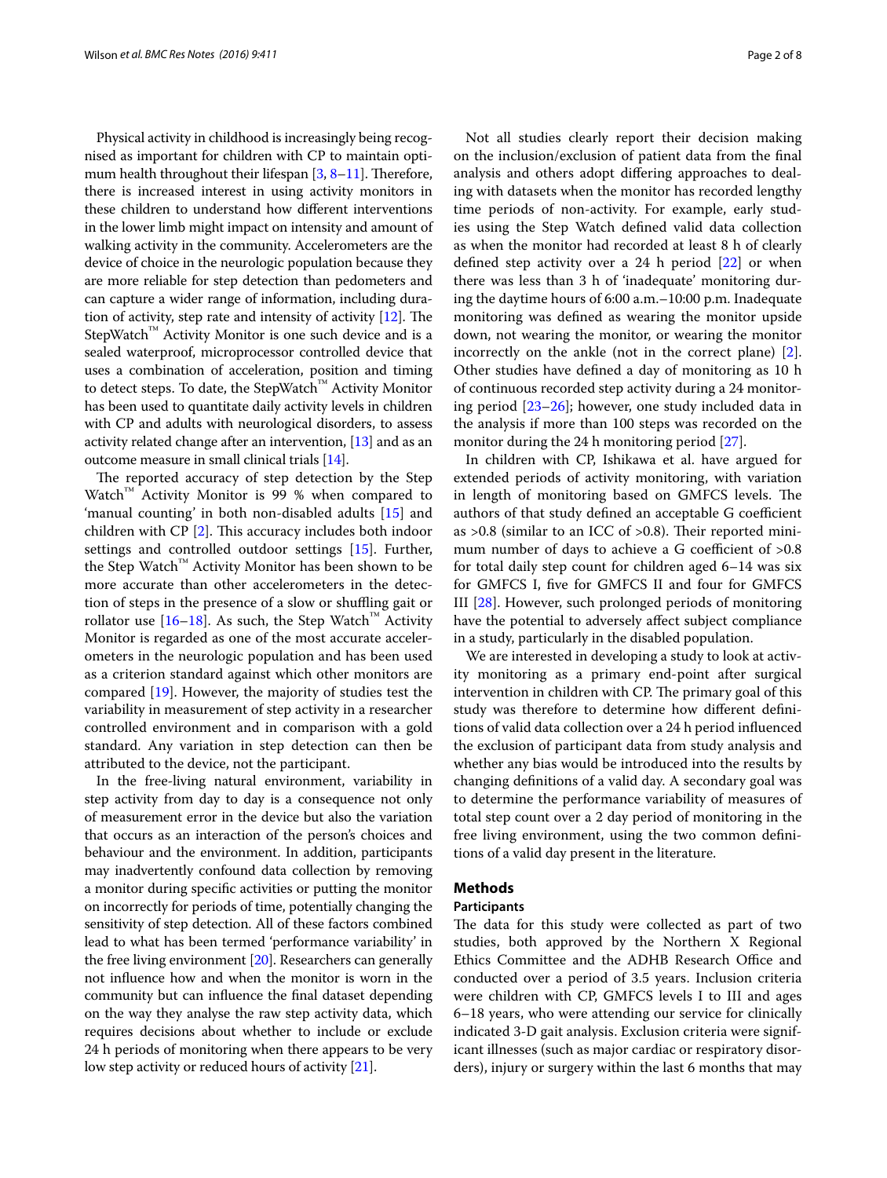Physical activity in childhood is increasingly being recognised as important for children with CP to maintain optimum health throughout their lifespan [3, 8–11]. Therefore, there is increased interest in using activity monitors in these children to understand how different interventions in the lower limb might impact on intensity and amount of walking activity in the community. Accelerometers are the device of choice in the neurologic population because they are more reliable for step detection than pedometers and can capture a wider range of information, including duration of activity, step rate and intensity of activity [12]. The StepWatch™ Activity Monitor is one such device and is a sealed waterproof, microprocessor controlled device that uses a combination of acceleration, position and timing to detect steps. To date, the StepWatch™ Activity Monitor has been used to quantitate daily activity levels in children with CP and adults with neurological disorders, to assess activity related change after an intervention, [13] and as an outcome measure in small clinical trials [14].

The reported accuracy of step detection by the Step Watch™ Activity Monitor is 99 % when compared to 'manual counting' in both non-disabled adults [15] and children with CP [2]. This accuracy includes both indoor settings and controlled outdoor settings [15]. Further, the Step Watch™ Activity Monitor has been shown to be more accurate than other accelerometers in the detection of steps in the presence of a slow or shuffling gait or rollator use [16–18]. As such, the Step Watch™ Activity Monitor is regarded as one of the most accurate accelerometers in the neurologic population and has been used as a criterion standard against which other monitors are compared [19]. However, the majority of studies test the variability in measurement of step activity in a researcher controlled environment and in comparison with a gold standard. Any variation in step detection can then be attributed to the device, not the participant.

In the free-living natural environment, variability in step activity from day to day is a consequence not only of measurement error in the device but also the variation that occurs as an interaction of the person's choices and behaviour and the environment. In addition, participants may inadvertently confound data collection by removing a monitor during specific activities or putting the monitor on incorrectly for periods of time, potentially changing the sensitivity of step detection. All of these factors combined lead to what has been termed 'performance variability' in the free living environment [20]. Researchers can generally not influence how and when the monitor is worn in the community but can influence the final dataset depending on the way they analyse the raw step activity data, which requires decisions about whether to include or exclude 24 h periods of monitoring when there appears to be very low step activity or reduced hours of activity [21].

Not all studies clearly report their decision making on the inclusion/exclusion of patient data from the final analysis and others adopt differing approaches to dealing with datasets when the monitor has recorded lengthy time periods of non-activity. For example, early studies using the Step Watch defined valid data collection as when the monitor had recorded at least 8 h of clearly defined step activity over a 24 h period [22] or when there was less than 3 h of 'inadequate' monitoring during the daytime hours of 6:00 a.m.–10:00 p.m. Inadequate monitoring was defined as wearing the monitor upside down, not wearing the monitor, or wearing the monitor incorrectly on the ankle (not in the correct plane) [2]. Other studies have defined a day of monitoring as 10 h of continuous recorded step activity during a 24 monitoring period [23–26]; however, one study included data in the analysis if more than 100 steps was recorded on the monitor during the 24 h monitoring period [27].

In children with CP, Ishikawa et al. have argued for extended periods of activity monitoring, with variation in length of monitoring based on GMFCS levels. The authors of that study defined an acceptable G coefficient as >0.8 (similar to an ICC of >0.8). Their reported minimum number of days to achieve a G coefficient of >0.8 for total daily step count for children aged 6–14 was six for GMFCS I, five for GMFCS II and four for GMFCS III [28]. However, such prolonged periods of monitoring have the potential to adversely affect subject compliance in a study, particularly in the disabled population.

We are interested in developing a study to look at activity monitoring as a primary end-point after surgical intervention in children with CP. The primary goal of this study was therefore to determine how different definitions of valid data collection over a 24 h period influenced the exclusion of participant data from study analysis and whether any bias would be introduced into the results by changing definitions of a valid day. A secondary goal was to determine the performance variability of measures of total step count over a 2 day period of monitoring in the free living environment, using the two common definitions of a valid day present in the literature.

## Methods

### Participants

The data for this study were collected as part of two studies, both approved by the Northern X Regional Ethics Committee and the ADHB Research Office and conducted over a period of 3.5 years. Inclusion criteria were children with CP, GMFCS levels I to III and ages 6–18 years, who were attending our service for clinically indicated 3-D gait analysis. Exclusion criteria were significant illnesses (such as major cardiac or respiratory disorders), injury or surgery within the last 6 months that may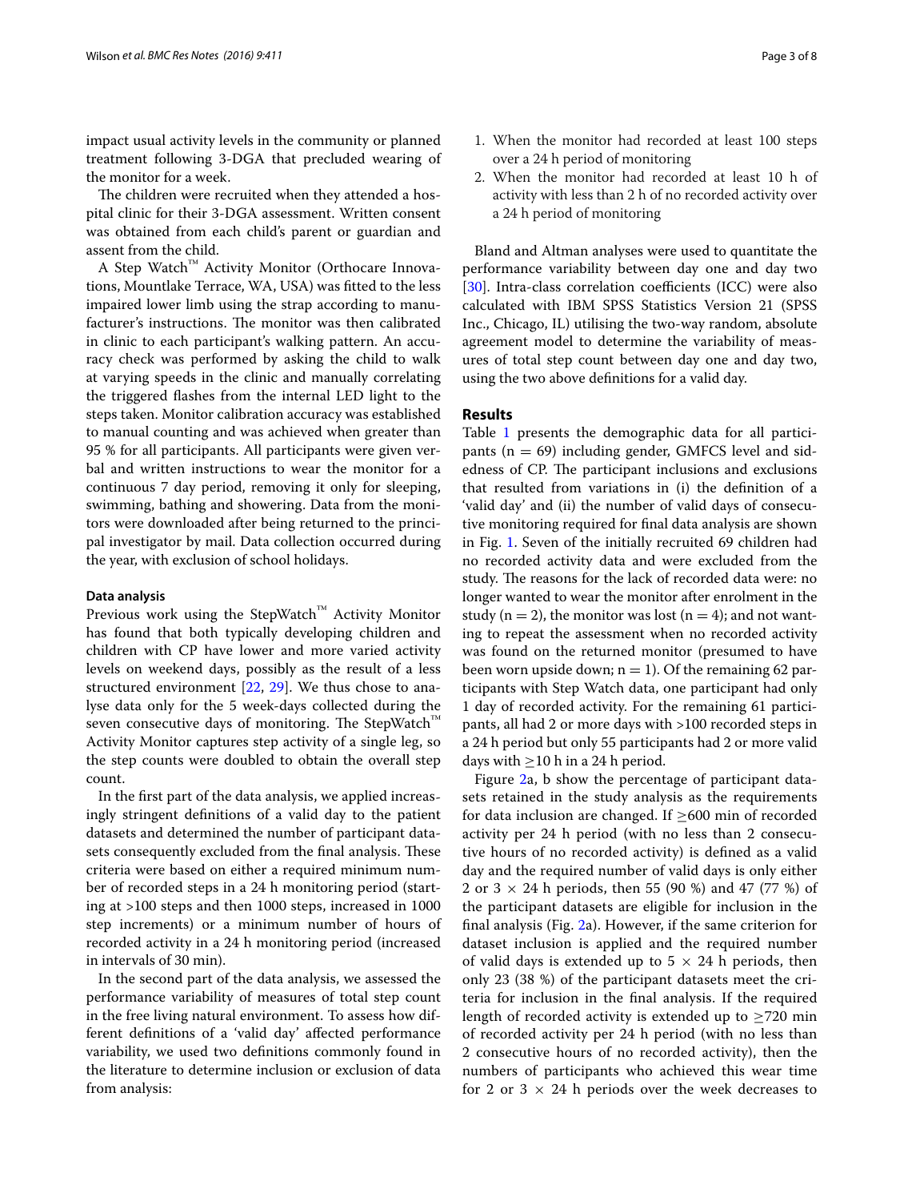impact usual activity levels in the community or planned treatment following 3-DGA that precluded wearing of the monitor for a week.

The children were recruited when they attended a hospital clinic for their 3-DGA assessment. Written consent was obtained from each child's parent or guardian and assent from the child.

A Step Watch™ Activity Monitor (Orthocare Innovations, Mountlake Terrace, WA, USA) was fitted to the less impaired lower limb using the strap according to manufacturer's instructions. The monitor was then calibrated in clinic to each participant's walking pattern. An accuracy check was performed by asking the child to walk at varying speeds in the clinic and manually correlating the triggered flashes from the internal LED light to the steps taken. Monitor calibration accuracy was established to manual counting and was achieved when greater than 95 % for all participants. All participants were given verbal and written instructions to wear the monitor for a continuous 7 day period, removing it only for sleeping, swimming, bathing and showering. Data from the monitors were downloaded after being returned to the principal investigator by mail. Data collection occurred during the year, with exclusion of school holidays.

### Data analysis

Previous work using the StepWatch™ Activity Monitor has found that both typically developing children and children with CP have lower and more varied activity levels on weekend days, possibly as the result of a less structured environment [22, 29]. We thus chose to analyse data only for the 5 week-days collected during the seven consecutive days of monitoring. The StepWatch™ Activity Monitor captures step activity of a single leg, so the step counts were doubled to obtain the overall step count.

In the first part of the data analysis, we applied increasingly stringent definitions of a valid day to the patient datasets and determined the number of participant datasets consequently excluded from the final analysis. These criteria were based on either a required minimum number of recorded steps in a 24 h monitoring period (starting at >100 steps and then 1000 steps, increased in 1000 step increments) or a minimum number of hours of recorded activity in a 24 h monitoring period (increased in intervals of 30 min).

In the second part of the data analysis, we assessed the performance variability of measures of total step count in the free living natural environment. To assess how different definitions of a 'valid day' affected performance variability, we used two definitions commonly found in the literature to determine inclusion or exclusion of data from analysis:

1. When the monitor had recorded at least 100 steps over a 24 h period of monitoring
2. When the monitor had recorded at least 10 h of activity with less than 2 h of no recorded activity over a 24 h period of monitoring

Bland and Altman analyses were used to quantitate the performance variability between day one and day two [30]. Intra-class correlation coefficients (ICC) were also calculated with IBM SPSS Statistics Version 21 (SPSS Inc., Chicago, IL) utilising the two-way random, absolute agreement model to determine the variability of measures of total step count between day one and day two, using the two above definitions for a valid day.

## Results

Table 1 presents the demographic data for all participants ($n = 69$) including gender, GMFCS level and sidedness of CP. The participant inclusions and exclusions that resulted from variations in (i) the definition of a 'valid day' and (ii) the number of valid days of consecutive monitoring required for final data analysis are shown in Fig. 1. Seven of the initially recruited 69 children had no recorded activity data and were excluded from the study. The reasons for the lack of recorded data were: no longer wanted to wear the monitor after enrolment in the study ($n = 2$), the monitor was lost ($n = 4$); and not wanting to repeat the assessment when no recorded activity was found on the returned monitor (presumed to have been worn upside down; $n = 1$). Of the remaining 62 participants with Step Watch data, one participant had only 1 day of recorded activity. For the remaining 61 participants, all had 2 or more days with >100 recorded steps in a 24 h period but only 55 participants had 2 or more valid days with ≥10 h in a 24 h period.

Figure 2a, b show the percentage of participant datasets retained in the study analysis as the requirements for data inclusion are changed. If ≥600 min of recorded activity per 24 h period (with no less than 2 consecutive hours of no recorded activity) is defined as a valid day and the required number of valid days is only either 2 or 3 × 24 h periods, then 55 (90 %) and 47 (77 %) of the participant datasets are eligible for inclusion in the final analysis (Fig. 2a). However, if the same criterion for dataset inclusion is applied and the required number of valid days is extended up to 5 × 24 h periods, then only 23 (38 %) of the participant datasets meet the criteria for inclusion in the final analysis. If the required length of recorded activity is extended up to ≥720 min of recorded activity per 24 h period (with no less than 2 consecutive hours of no recorded activity), then the numbers of participants who achieved this wear time for 2 or 3 × 24 h periods over the week decreases to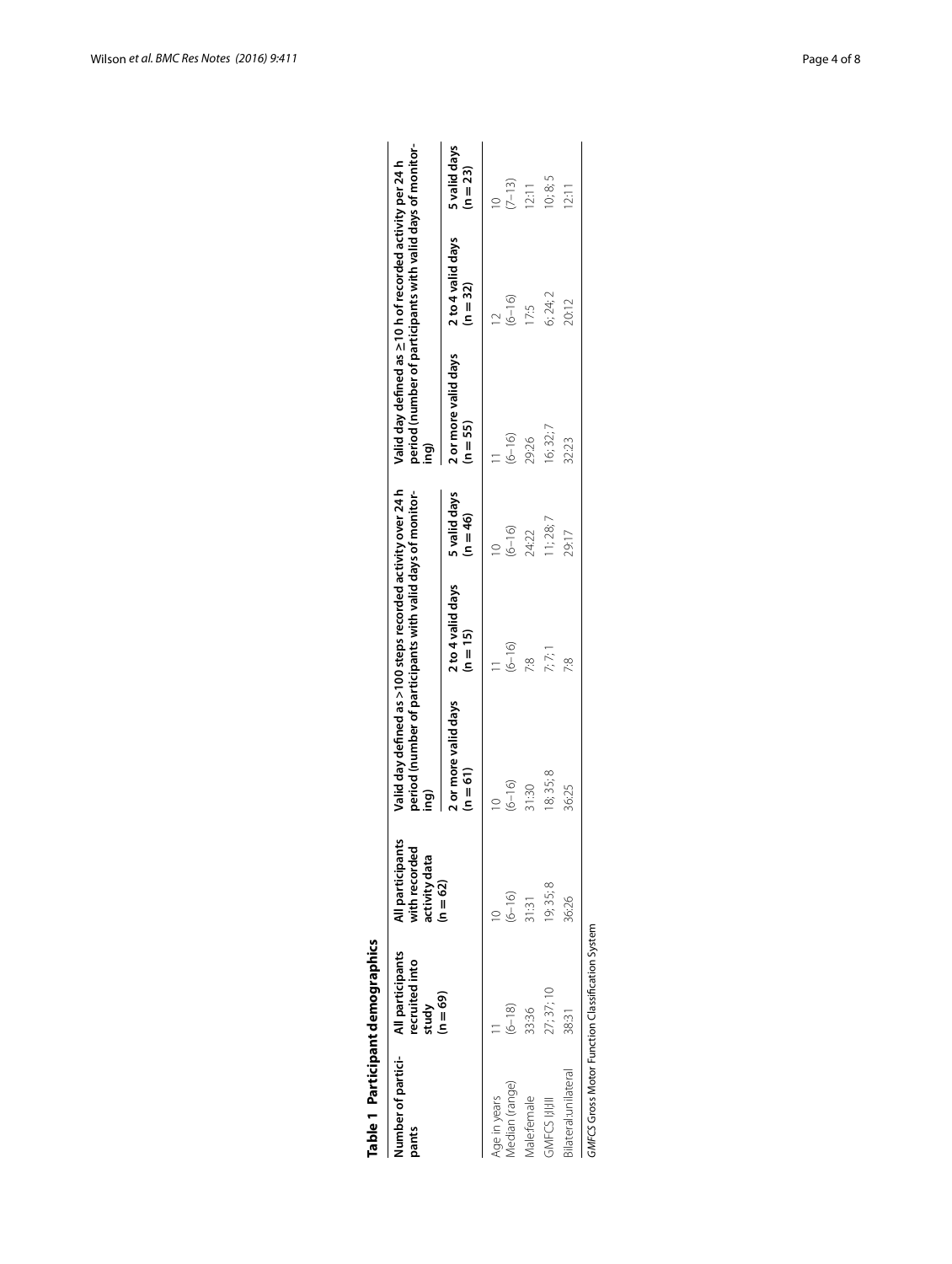**Table 1 Participant demographics**

| Number of participants | All participants recruited into study (n = 69) | All participants with recorded activity data (n = 62) | Valid day defined as >100 steps recorded activity over 24 h period (number of participants with valid days of monitoring) | | | Valid day defined as ≥10 h of recorded activity per 24 h period (number of participants with valid days of monitoring) | | |
|---|---|---|---|---|---|---|---|---|
| | | | 2 or more valid days (n = 61) | 2 to 4 valid days (n = 15) | 5 valid days (n = 46) | 2 or more valid days (n = 55) | 2 to 4 valid days (n = 32) | 5 valid days (n = 23) |
| Age in years Median (range) | 11 (6–18) | 10 (6–16) | 10 (6–16) | 11 (6–16) | 10 (6–16) | 11 (6–16) | 12 (6–16) | 10 (7–13) |
| Male:female | 33:36 | 31:31 | 31:30 | 7:8 | 24:22 | 29:26 | 17:5 | 12:11 |
| GMFCS I;II;III | 27; 37; 10 | 19; 35; 8 | 18; 35; 8 | 7; 7; 1 | 11; 28; 7 | 16; 32; 7 | 6; 24; 2 | 10; 8; 5 |
| Bilateral:unilateral | 38:31 | 36:26 | 36:25 | 7:8 | 29:17 | 32:23 | 20:12 | 12:11 |

*GMFCS* Gross Motor Function Classification System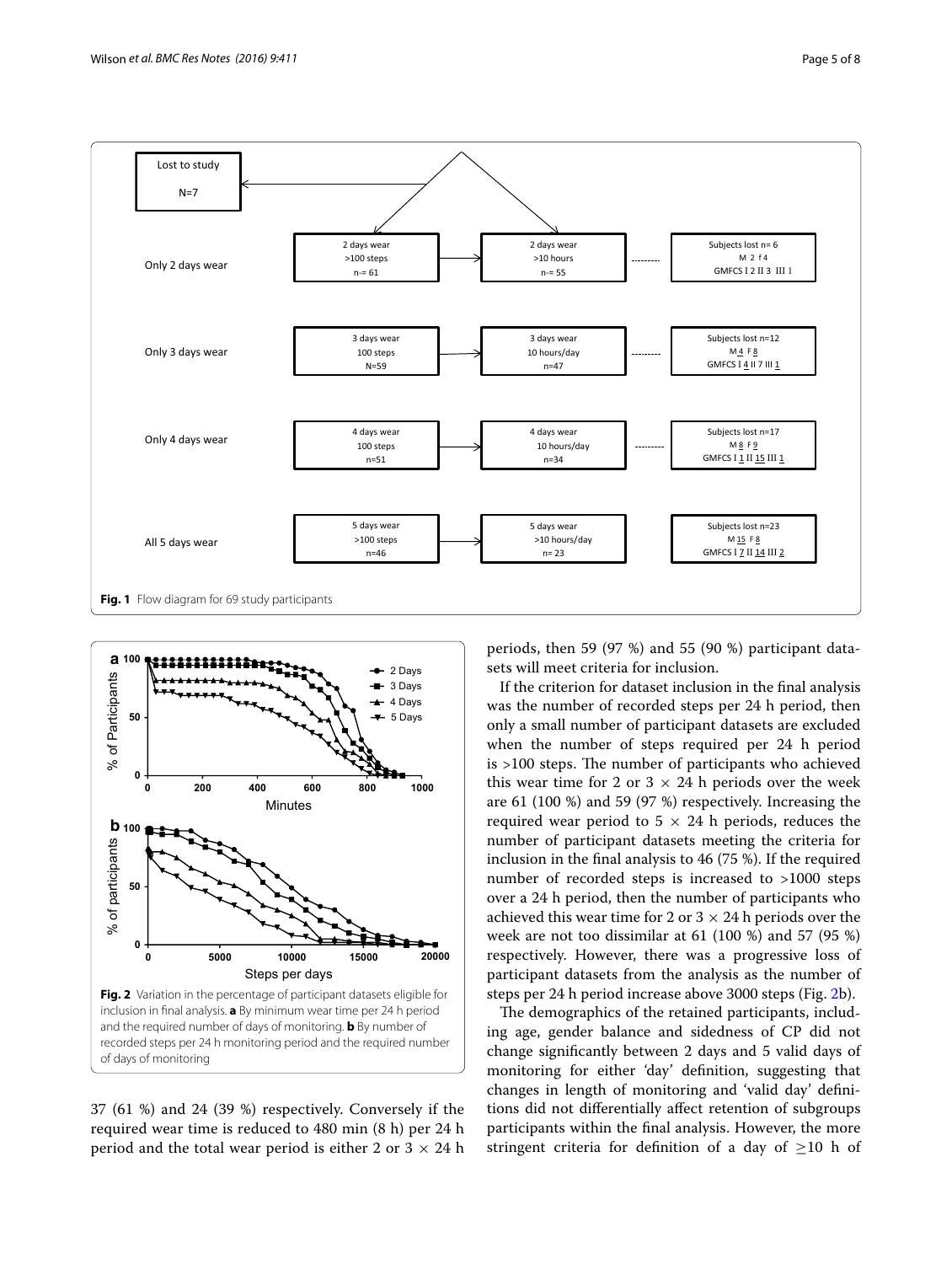**Fig. 1** Flow diagram for 69 study participants

**Fig. 2** Variation in the percentage of participant datasets eligible for inclusion in final analysis. **a** By minimum wear time per 24 h period and the required number of days of monitoring. **b** By number of recorded steps per 24 h monitoring period and the required number of days of monitoring

37 (61 %) and 24 (39 %) respectively. Conversely if the required wear time is reduced to 480 min (8 h) per 24 h period and the total wear period is either 2 or 3 × 24 h periods, then 59 (97 %) and 55 (90 %) participant datasets will meet criteria for inclusion.

If the criterion for dataset inclusion in the final analysis was the number of recorded steps per 24 h period, then only a small number of participant datasets are excluded when the number of steps required per 24 h period is >100 steps. The number of participants who achieved this wear time for 2 or 3 × 24 h periods over the week are 61 (100 %) and 59 (97 %) respectively. Increasing the required wear period to 5 × 24 h periods, reduces the number of participant datasets meeting the criteria for inclusion in the final analysis to 46 (75 %). If the required number of recorded steps is increased to >1000 steps over a 24 h period, then the number of participants who achieved this wear time for 2 or 3 × 24 h periods over the week are not too dissimilar at 61 (100 %) and 57 (95 %) respectively. However, there was a progressive loss of participant datasets from the analysis as the number of steps per 24 h period increase above 3000 steps (Fig. 2b).

The demographics of the retained participants, including age, gender balance and sidedness of CP did not change significantly between 2 days and 5 valid days of monitoring for either 'day' definition, suggesting that changes in length of monitoring and 'valid day' definitions did not differentially affect retention of subgroups participants within the final analysis. However, the more stringent criteria for definition of a day of ≥10 h of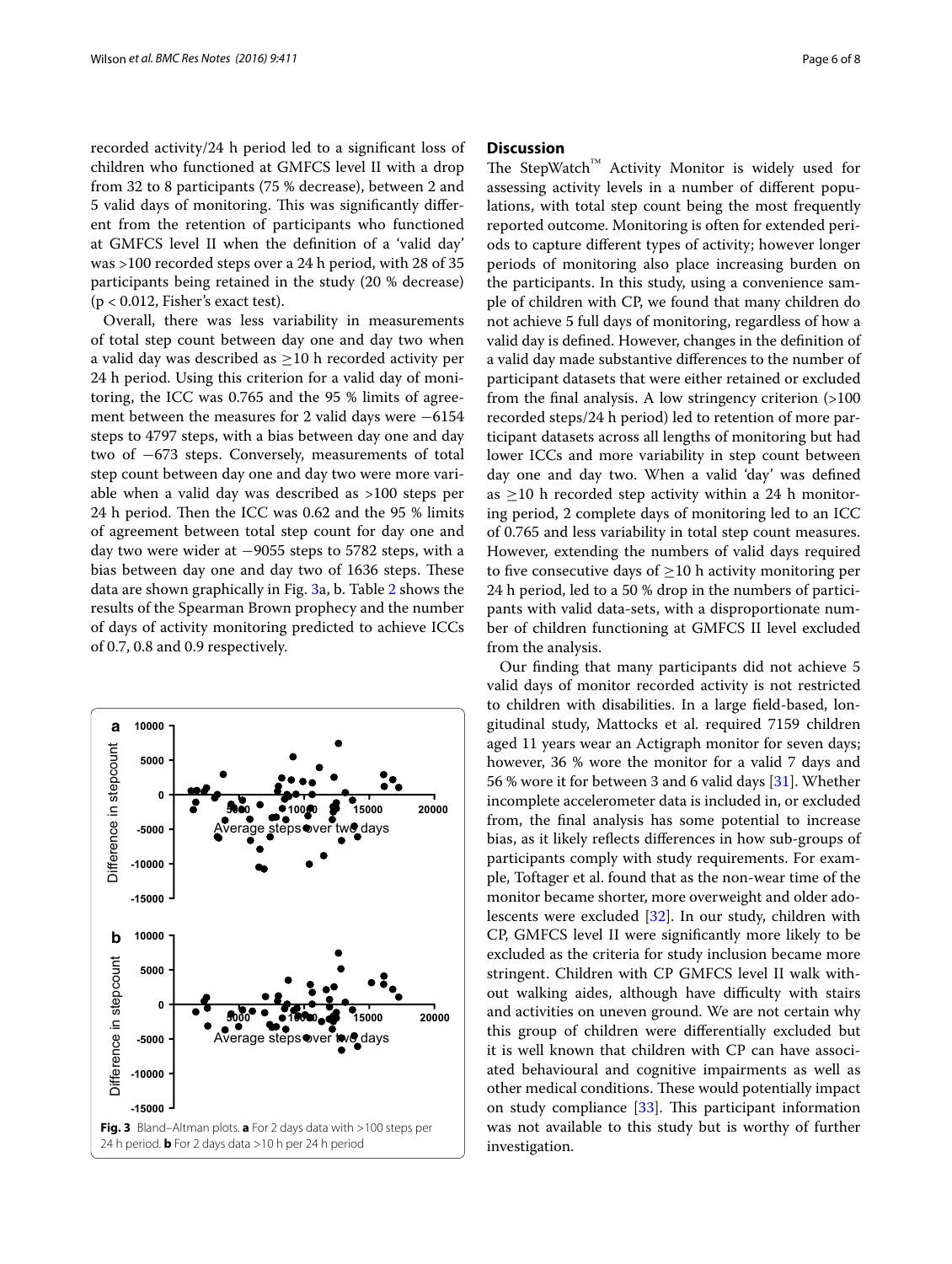recorded activity/24 h period led to a significant loss of children who functioned at GMFCS level II with a drop from 32 to 8 participants (75 % decrease), between 2 and 5 valid days of monitoring. This was significantly different from the retention of participants who functioned at GMFCS level II when the definition of a 'valid day' was >100 recorded steps over a 24 h period, with 28 of 35 participants being retained in the study (20 % decrease) ($p < 0.012$, Fisher's exact test).

Overall, there was less variability in measurements of total step count between day one and day two when a valid day was described as ≥10 h recorded activity per 24 h period. Using this criterion for a valid day of monitoring, the ICC was 0.765 and the 95 % limits of agreement between the measures for 2 valid days were −6154 steps to 4797 steps, with a bias between day one and day two of −673 steps. Conversely, measurements of total step count between day one and day two were more variable when a valid day was described as >100 steps per 24 h period. Then the ICC was 0.62 and the 95 % limits of agreement between total step count for day one and day two were wider at −9055 steps to 5782 steps, with a bias between day one and day two of 1636 steps. These data are shown graphically in Fig. 3a, b. Table 2 shows the results of the Spearman Brown prophecy and the number of days of activity monitoring predicted to achieve ICCs of 0.7, 0.8 and 0.9 respectively.

**Fig. 3** Bland–Altman plots. **a** For 2 days data with >100 steps per 24 h period. **b** For 2 days data >10 h per 24 h period

## Discussion

The StepWatch™ Activity Monitor is widely used for assessing activity levels in a number of different populations, with total step count being the most frequently reported outcome. Monitoring is often for extended periods to capture different types of activity; however longer periods of monitoring also place increasing burden on the participants. In this study, using a convenience sample of children with CP, we found that many children do not achieve 5 full days of monitoring, regardless of how a valid day is defined. However, changes in the definition of a valid day made substantive differences to the number of participant datasets that were either retained or excluded from the final analysis. A low stringency criterion (>100 recorded steps/24 h period) led to retention of more participant datasets across all lengths of monitoring but had lower ICCs and more variability in step count between day one and day two. When a valid 'day' was defined as ≥10 h recorded step activity within a 24 h monitoring period, 2 complete days of monitoring led to an ICC of 0.765 and less variability in total step count measures. However, extending the numbers of valid days required to five consecutive days of ≥10 h activity monitoring per 24 h period, led to a 50 % drop in the numbers of participants with valid data-sets, with a disproportionate number of children functioning at GMFCS II level excluded from the analysis.

Our finding that many participants did not achieve 5 valid days of monitor recorded activity is not restricted to children with disabilities. In a large field-based, longitudinal study, Mattocks et al. required 7159 children aged 11 years wear an Actigraph monitor for seven days; however, 36 % wore the monitor for a valid 7 days and 56 % wore it for between 3 and 6 valid days [31]. Whether incomplete accelerometer data is included in, or excluded from, the final analysis has some potential to increase bias, as it likely reflects differences in how sub-groups of participants comply with study requirements. For example, Toftager et al. found that as the non-wear time of the monitor became shorter, more overweight and older adolescents were excluded [32]. In our study, children with CP, GMFCS level II were significantly more likely to be excluded as the criteria for study inclusion became more stringent. Children with CP GMFCS level II walk without walking aides, although have difficulty with stairs and activities on uneven ground. We are not certain why this group of children were differentially excluded but it is well known that children with CP can have associated behavioural and cognitive impairments as well as other medical conditions. These would potentially impact on study compliance [33]. This participant information was not available to this study but is worthy of further investigation.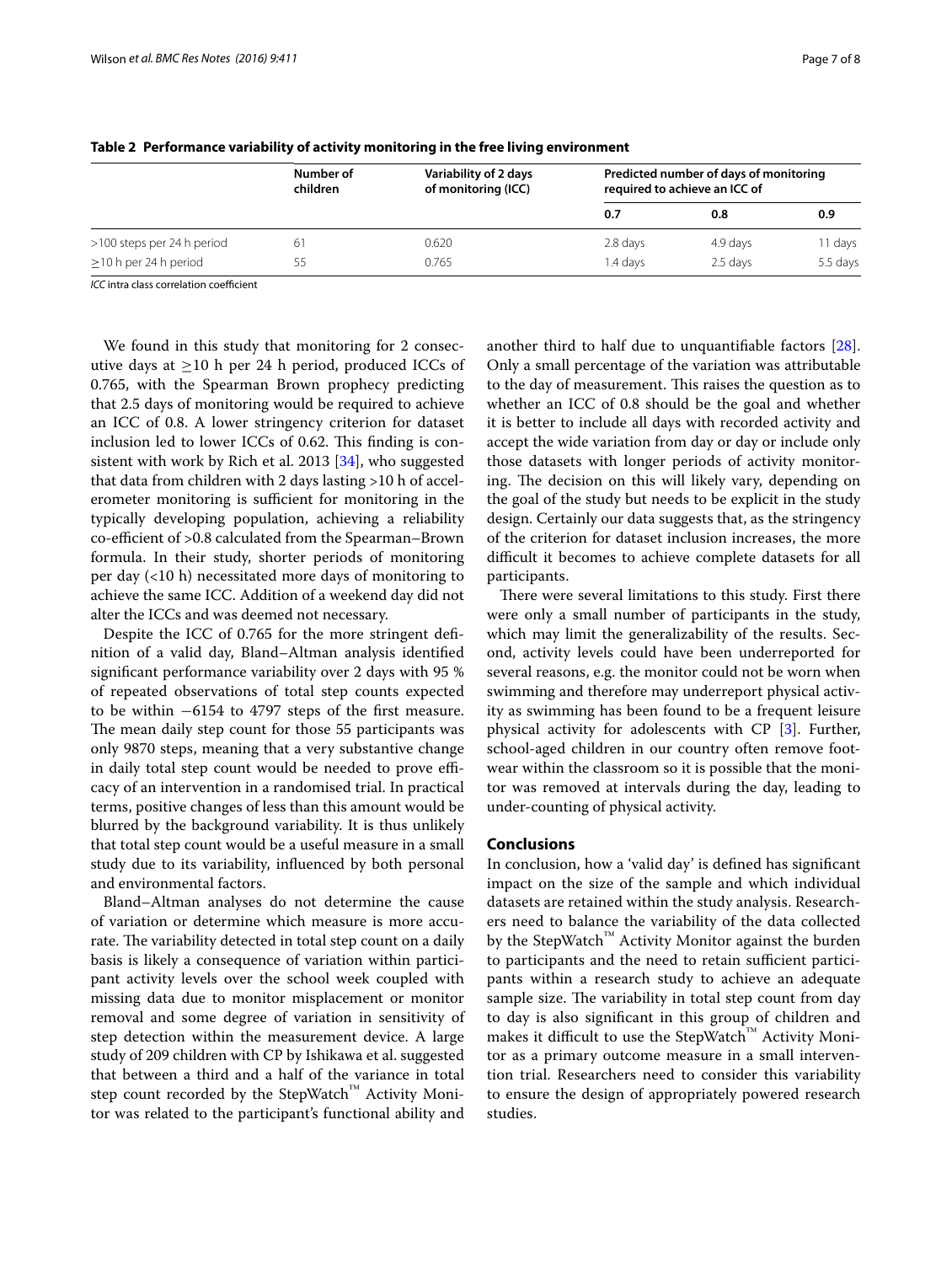**Table 2 Performance variability of activity monitoring in the free living environment**

| | Number of children | Variability of 2 days of monitoring (ICC) | Predicted number of days of monitoring required to achieve an ICC of | | |
|---|---|---|---|---|---|
| | | | 0.7 | 0.8 | 0.9 |
| >100 steps per 24 h period | 61 | 0.620 | 2.8 days | 4.9 days | 11 days |
| ≥10 h per 24 h period | 55 | 0.765 | 1.4 days | 2.5 days | 5.5 days |

*ICC* intra class correlation coefficient

We found in this study that monitoring for 2 consecutive days at ≥10 h per 24 h period, produced ICCs of 0.765, with the Spearman Brown prophecy predicting that 2.5 days of monitoring would be required to achieve an ICC of 0.8. A lower stringency criterion for dataset inclusion led to lower ICCs of 0.62. This finding is consistent with work by Rich et al. 2013 [34], who suggested that data from children with 2 days lasting >10 h of accelerometer monitoring is sufficient for monitoring in the typically developing population, achieving a reliability co-efficient of >0.8 calculated from the Spearman–Brown formula. In their study, shorter periods of monitoring per day (<10 h) necessitated more days of monitoring to achieve the same ICC. Addition of a weekend day did not alter the ICCs and was deemed not necessary.

Despite the ICC of 0.765 for the more stringent definition of a valid day, Bland–Altman analysis identified significant performance variability over 2 days with 95 % of repeated observations of total step counts expected to be within −6154 to 4797 steps of the first measure. The mean daily step count for those 55 participants was only 9870 steps, meaning that a very substantive change in daily total step count would be needed to prove efficacy of an intervention in a randomised trial. In practical terms, positive changes of less than this amount would be blurred by the background variability. It is thus unlikely that total step count would be a useful measure in a small study due to its variability, influenced by both personal and environmental factors.

Bland–Altman analyses do not determine the cause of variation or determine which measure is more accurate. The variability detected in total step count on a daily basis is likely a consequence of variation within participant activity levels over the school week coupled with missing data due to monitor misplacement or monitor removal and some degree of variation in sensitivity of step detection within the measurement device. A large study of 209 children with CP by Ishikawa et al. suggested that between a third and a half of the variance in total step count recorded by the StepWatch™ Activity Monitor was related to the participant's functional ability and another third to half due to unquantifiable factors [28]. Only a small percentage of the variation was attributable to the day of measurement. This raises the question as to whether an ICC of 0.8 should be the goal and whether it is better to include all days with recorded activity and accept the wide variation from day or day or include only those datasets with longer periods of activity monitoring. The decision on this will likely vary, depending on the goal of the study but needs to be explicit in the study design. Certainly our data suggests that, as the stringency of the criterion for dataset inclusion increases, the more difficult it becomes to achieve complete datasets for all participants.

There were several limitations to this study. First there were only a small number of participants in the study, which may limit the generalizability of the results. Second, activity levels could have been underreported for several reasons, e.g. the monitor could not be worn when swimming and therefore may underreport physical activity as swimming has been found to be a frequent leisure physical activity for adolescents with CP [3]. Further, school-aged children in our country often remove footwear within the classroom so it is possible that the monitor was removed at intervals during the day, leading to under-counting of physical activity.

## Conclusions

In conclusion, how a 'valid day' is defined has significant impact on the size of the sample and which individual datasets are retained within the study analysis. Researchers need to balance the variability of the data collected by the StepWatch™ Activity Monitor against the burden to participants and the need to retain sufficient participants within a research study to achieve an adequate sample size. The variability in total step count from day to day is also significant in this group of children and makes it difficult to use the StepWatch™ Activity Monitor as a primary outcome measure in a small intervention trial. Researchers need to consider this variability to ensure the design of appropriately powered research studies.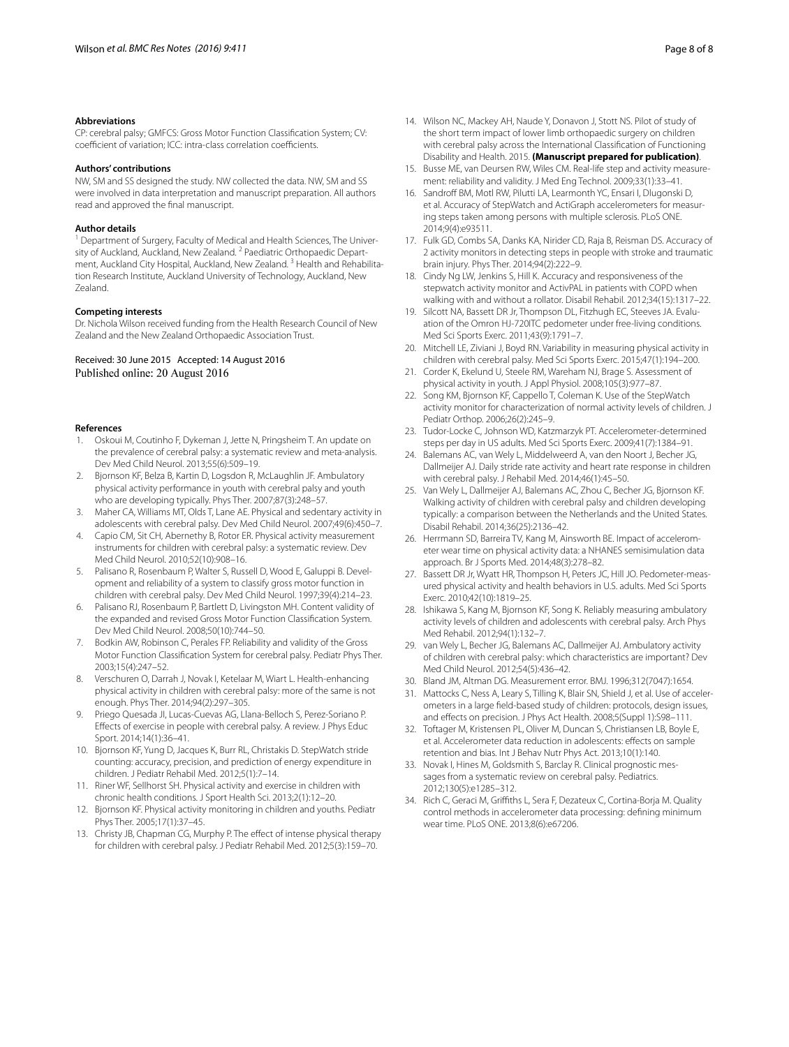### Abbreviations

CP: cerebral palsy; GMFCS: Gross Motor Function Classification System; CV: coefficient of variation; ICC: intra-class correlation coefficients.

### Authors' contributions

NW, SM and SS designed the study. NW collected the data. NW, SM and SS were involved in data interpretation and manuscript preparation. All authors read and approved the final manuscript.

### Author details

[1] Department of Surgery, Faculty of Medical and Health Sciences, The University of Auckland, Auckland, New Zealand. [2] Paediatric Orthopaedic Department, Auckland City Hospital, Auckland, New Zealand. [3] Health and Rehabilitation Research Institute, Auckland University of Technology, Auckland, New Zealand.

### Competing interests

Dr. Nichola Wilson received funding from the Health Research Council of New Zealand and the New Zealand Orthopaedic Association Trust.

Received: 30 June 2015 Accepted: 14 August 2016
Published online: 20 August 2016

### References

1. Oskoui M, Coutinho F, Dykeman J, Jette N, Pringsheim T. An update on the prevalence of cerebral palsy: a systematic review and meta-analysis. Dev Med Child Neurol. 2013;55(6):509–19.
2. Bjornson KF, Belza B, Kartin D, Logsdon R, McLaughlin JF. Ambulatory physical activity performance in youth with cerebral palsy and youth who are developing typically. Phys Ther. 2007;87(3):248–57.
3. Maher CA, Williams MT, Olds T, Lane AE. Physical and sedentary activity in adolescents with cerebral palsy. Dev Med Child Neurol. 2007;49(6):450–7.
4. Capio CM, Sit CH, Abernethy B, Rotor ER. Physical activity measurement instruments for children with cerebral palsy: a systematic review. Dev Med Child Neurol. 2010;52(10):908–16.
5. Palisano R, Rosenbaum P, Walter S, Russell D, Wood E, Galuppi B. Development and reliability of a system to classify gross motor function in children with cerebral palsy. Dev Med Child Neurol. 1997;39(4):214–23.
6. Palisano RJ, Rosenbaum P, Bartlett D, Livingston MH. Content validity of the expanded and revised Gross Motor Function Classification System. Dev Med Child Neurol. 2008;50(10):744–50.
7. Bodkin AW, Robinson C, Perales FP. Reliability and validity of the Gross Motor Function Classification System for cerebral palsy. Pediatr Phys Ther. 2003;15(4):247–52.
8. Verschuren O, Darrah J, Novak I, Ketelaar M, Wiart L. Health-enhancing physical activity in children with cerebral palsy: more of the same is not enough. Phys Ther. 2014;94(2):297–305.
9. Priego Quesada JI, Lucas-Cuevas AG, Llana-Belloch S, Perez-Soriano P. Effects of exercise in people with cerebral palsy. A review. J Phys Educ Sport. 2014;14(1):36–41.
10. Bjornson KF, Yung D, Jacques K, Burr RL, Christakis D. StepWatch stride counting: accuracy, precision, and prediction of energy expenditure in children. J Pediatr Rehabil Med. 2012;5(1):7–14.
11. Riner WF, Sellhorst SH. Physical activity and exercise in children with chronic health conditions. J Sport Health Sci. 2013;2(1):12–20.
12. Bjornson KF. Physical activity monitoring in children and youths. Pediatr Phys Ther. 2005;17(1):37–45.
13. Christy JB, Chapman CG, Murphy P. The effect of intense physical therapy for children with cerebral palsy. J Pediatr Rehabil Med. 2012;5(3):159–70.
14. Wilson NC, Mackey AH, Naude Y, Donavon J, Stott NS. Pilot of study of the short term impact of lower limb orthopaedic surgery on children with cerebral palsy across the International Classification of Functioning Disability and Health. 2015. **(Manuscript prepared for publication)**.
15. Busse ME, van Deursen RW, Wiles CM. Real-life step and activity measurement: reliability and validity. J Med Eng Technol. 2009;33(1):33–41.
16. Sandroff BM, Motl RW, Pilutti LA, Learmonth YC, Ensari I, Dlugonski D, et al. Accuracy of StepWatch and ActiGraph accelerometers for measuring steps taken among persons with multiple sclerosis. PLoS ONE. 2014;9(4):e93511.
17. Fulk GD, Combs SA, Danks KA, Nirider CD, Raja B, Reisman DS. Accuracy of 2 activity monitors in detecting steps in people with stroke and traumatic brain injury. Phys Ther. 2014;94(2):222–9.
18. Cindy Ng LW, Jenkins S, Hill K. Accuracy and responsiveness of the stepwatch activity monitor and ActivPAL in patients with COPD when walking with and without a rollator. Disabil Rehabil. 2012;34(15):1317–22.
19. Silcott NA, Bassett DR Jr, Thompson DL, Fitzhugh EC, Steeves JA. Evaluation of the Omron HJ-720ITC pedometer under free-living conditions. Med Sci Sports Exerc. 2011;43(9):1791–7.
20. Mitchell LE, Ziviani J, Boyd RN. Variability in measuring physical activity in children with cerebral palsy. Med Sci Sports Exerc. 2015;47(1):194–200.
21. Corder K, Ekelund U, Steele RM, Wareham NJ, Brage S. Assessment of physical activity in youth. J Appl Physiol. 2008;105(3):977–87.
22. Song KM, Bjornson KF, Cappello T, Coleman K. Use of the StepWatch activity monitor for characterization of normal activity levels of children. J Pediatr Orthop. 2006;26(2):245–9.
23. Tudor-Locke C, Johnson WD, Katzmarzyk PT. Accelerometer-determined steps per day in US adults. Med Sci Sports Exerc. 2009;41(7):1384–91.
24. Balemans AC, van Wely L, Middelweerd A, van den Noort J, Becher JG, Dallmeijer AJ. Daily stride rate activity and heart rate response in children with cerebral palsy. J Rehabil Med. 2014;46(1):45–50.
25. Van Wely L, Dallmeijer AJ, Balemans AC, Zhou C, Becher JG, Bjornson KF. Walking activity of children with cerebral palsy and children developing typically: a comparison between the Netherlands and the United States. Disabil Rehabil. 2014;36(25):2136–42.
26. Herrmann SD, Barreira TV, Kang M, Ainsworth BE. Impact of accelerometer wear time on physical activity data: a NHANES semisimulation data approach. Br J Sports Med. 2014;48(3):278–82.
27. Bassett DR Jr, Wyatt HR, Thompson H, Peters JC, Hill JO. Pedometer-measured physical activity and health behaviors in U.S. adults. Med Sci Sports Exerc. 2010;42(10):1819–25.
28. Ishikawa S, Kang M, Bjornson KF, Song K. Reliably measuring ambulatory activity levels of children and adolescents with cerebral palsy. Arch Phys Med Rehabil. 2012;94(1):132–7.
29. van Wely L, Becher JG, Balemans AC, Dallmeijer AJ. Ambulatory activity of children with cerebral palsy: which characteristics are important? Dev Med Child Neurol. 2012;54(5):436–42.
30. Bland JM, Altman DG. Measurement error. BMJ. 1996;312(7047):1654.
31. Mattocks C, Ness A, Leary S, Tilling K, Blair SN, Shield J, et al. Use of accelerometers in a large field-based study of children: protocols, design issues, and effects on precision. J Phys Act Health. 2008;5(Suppl 1):S98–111.
32. Toftager M, Kristensen PL, Oliver M, Duncan S, Christiansen LB, Boyle E, et al. Accelerometer data reduction in adolescents: effects on sample retention and bias. Int J Behav Nutr Phys Act. 2013;10(1):140.
33. Novak I, Hines M, Goldsmith S, Barclay R. Clinical prognostic messages from a systematic review on cerebral palsy. Pediatrics. 2012;130(5):e1285–312.
34. Rich C, Geraci M, Griffiths L, Sera F, Dezateux C, Cortina-Borja M. Quality control methods in accelerometer data processing: defining minimum wear time. PLoS ONE. 2013;8(6):e67206.